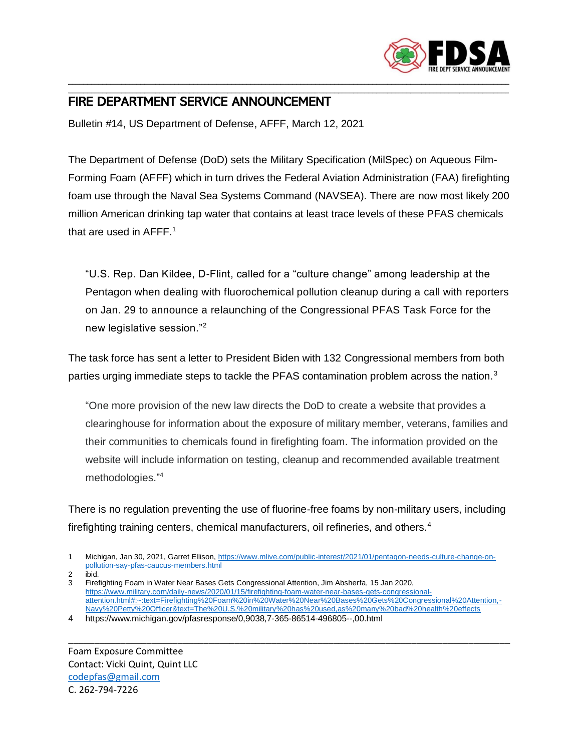# FIRE DEPARTMENT SERVICE ANNOUNCEMENT

Bulletin #14, US Department of Defense, AFFF, March 12, 2021

The Department of Defense (DoD) sets the Military Specification (MilSpec) on Aqueous Film-Forming Foam (AFFF) which in turn drives the Federal Aviation Administration (FAA) firefighting foam use through the Naval Sea Systems Command (NAVSEA). There are now most likely 200 million American drinking tap water that contains at least trace levels of these PFAS chemicals that are used in AFFF.[1]

> "U.S. Rep. Dan Kildee, D-Flint, called for a "culture change" among leadership at the Pentagon when dealing with fluorochemical pollution cleanup during a call with reporters on Jan. 29 to announce a relaunching of the Congressional PFAS Task Force for the new legislative session."[2]

The task force has sent a letter to President Biden with 132 Congressional members from both parties urging immediate steps to tackle the PFAS contamination problem across the nation.[3]

> "One more provision of the new law directs the DoD to create a website that provides a clearinghouse for information about the exposure of military member, veterans, families and their communities to chemicals found in firefighting foam. The information provided on the website will include information on testing, cleanup and recommended available treatment methodologies."[4]

There is no regulation preventing the use of fluorine-free foams by non-military users, including firefighting training centers, chemical manufacturers, oil refineries, and others.[4]

1 Michigan, Jan 30, 2021, Garret Ellison, https://www.mlive.com/public-interest/2021/01/pentagon-needs-culture-change-on-pollution-say-pfas-caucus-members.html

2 ibid.

3 Firefighting Foam in Water Near Bases Gets Congressional Attention, Jim Absherfa, 15 Jan 2020, https://www.military.com/daily-news/2020/01/15/firefighting-foam-water-near-bases-gets-congressional-attention.html#:~:text=Firefighting%20Foam%20in%20Water%20Near%20Bases%20Gets%20Congressional%20Attention,-Navy%20Petty%20Officer&text=The%20U.S.%20military%20has%20used,as%20many%20bad%20health%20effects

4 https://www.michigan.gov/pfasresponse/0,9038,7-365-86514-496805--,00.html

Foam Exposure Committee
Contact: Vicki Quint, Quint LLC
codepfas@gmail.com
C. 262-794-7226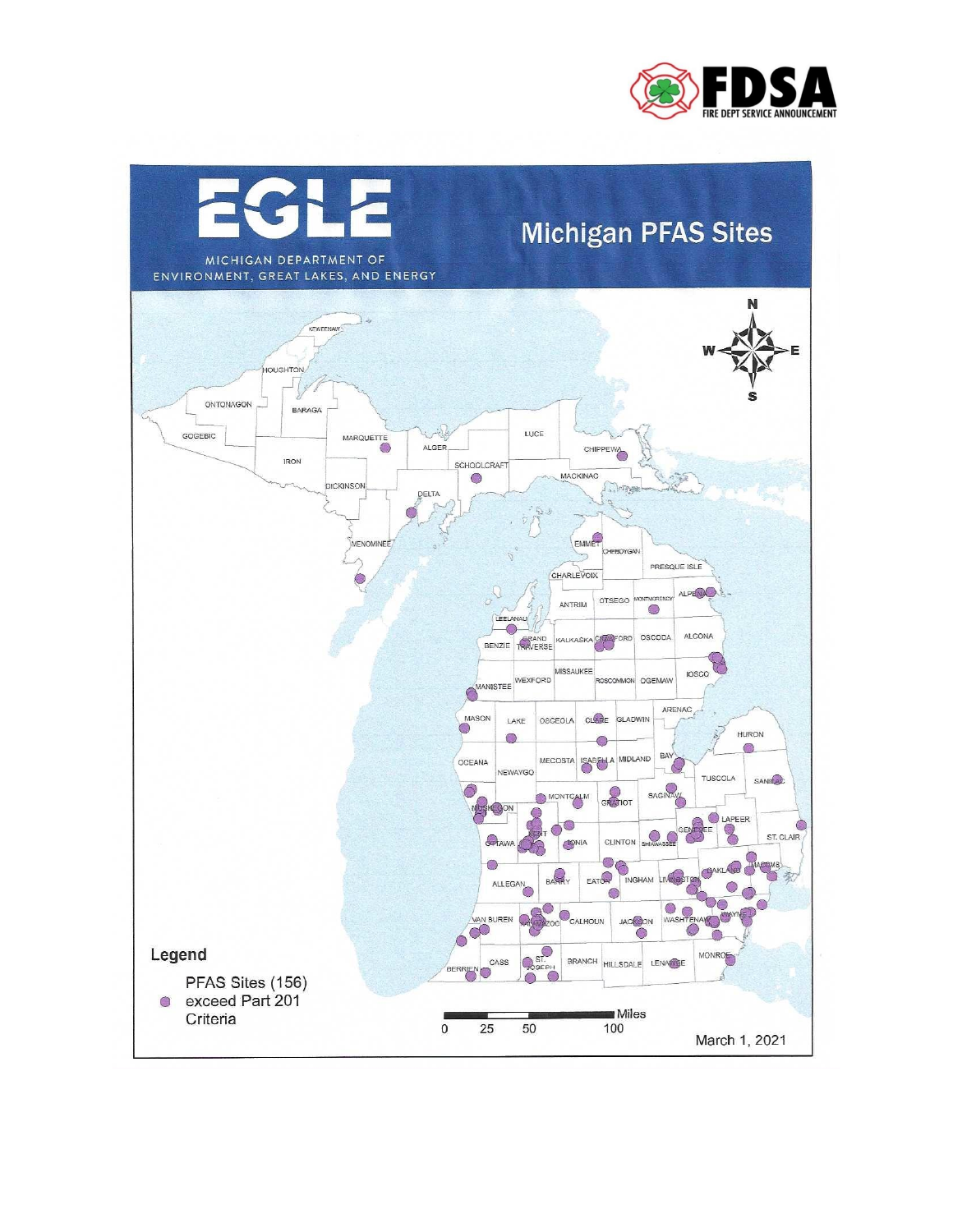FDSA
FIRE DEPT SERVICE ANNOUNCEMENT

EGLE

MICHIGAN DEPARTMENT OF ENVIRONMENT, GREAT LAKES, AND ENERGY

# Michigan PFAS Sites

N
W E
S

KEWEENAW
HOUGHTON
ONTONAGON
BARAGA
GOGEBIC
MARQUETTE
ALGER
LUCE
CHIPPEWA
IRON
SCHOOLCRAFT
MACKINAC
DICKINSON
DELTA
MENOMINEE
EMMET
CHEBOYGAN
PRESQUE ISLE
CHARLEVOIX
ANTRIM
OTSEGO
MONTMORENCY
ALPENA
LEELANAU
BENZIE
GRAND TRAVERSE
KALKASKA
CRAWFORD
OSCODA
ALCONA
MANISTEE
WEXFORD
MISSAUKEE
ROSCOMMON
OGEMAW
IOSCO
ARENAC
MASON
LAKE
OSCEOLA
CLARE
GLADWIN
HURON
OCEANA
NEWAYGO
MECOSTA
ISABELLA
MIDLAND
BAY
TUSCOLA
SANILAC
MUSKEGON
MONTCALM
GRATIOT
SAGINAW
LAPEER
OTTAWA
KENT
IONIA
CLINTON
SHIAWASSEE
GENESEE
ST. CLAIR
ALLEGAN
BARRY
EATON
INGHAM
LIVINGSTON
OAKLAND
MACOMB
VAN BUREN
KALAMAZOO
CALHOUN
JACKSON
WASHTENAW
WAYNE
BERRIEN
CASS
ST. JOSEPH
BRANCH
HILLSDALE
LENAWEE
MONROE

Legend

PFAS Sites (156) exceed Part 201 Criteria

Miles
0 25 50 100

March 1, 2021